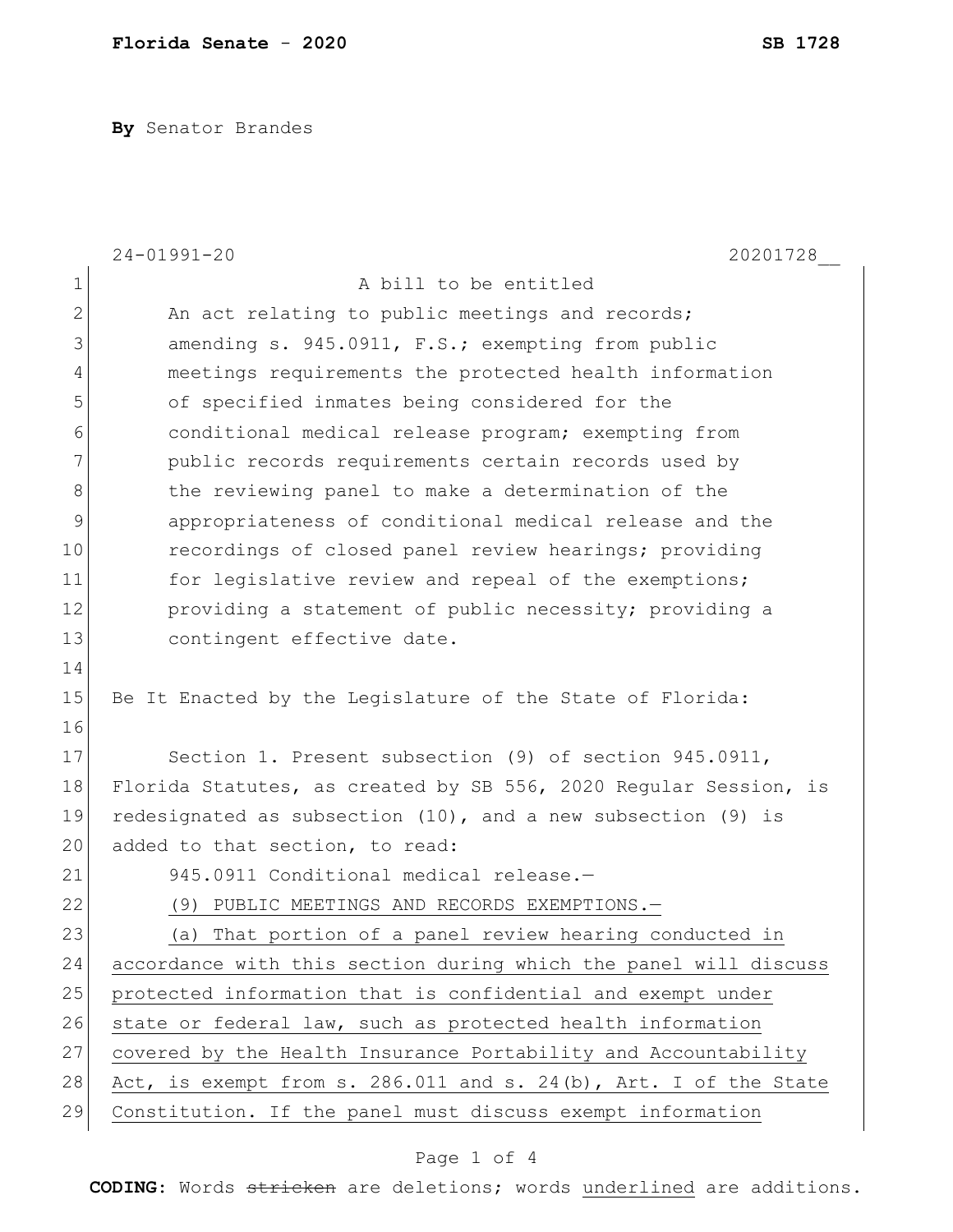**Florida Senate - 2020** **SB 1728**

**By** Senator Brandes

24-01991-20 20201728__

A bill to be entitled

An act relating to public meetings and records; amending s. 945.0911, F.S.; exempting from public meetings requirements the protected health information of specified inmates being considered for the conditional medical release program; exempting from public records requirements certain records used by the reviewing panel to make a determination of the appropriateness of conditional medical release and the recordings of closed panel review hearings; providing for legislative review and repeal of the exemptions; providing a statement of public necessity; providing a contingent effective date.

Be It Enacted by the Legislature of the State of Florida:

Section 1. Present subsection (9) of section 945.0911, Florida Statutes, as created by SB 556, 2020 Regular Session, is redesignated as subsection (10), and a new subsection (9) is added to that section, to read:

945.0911 Conditional medical release.—

<u>(9) PUBLIC MEETINGS AND RECORDS EXEMPTIONS.—</u>

<u>(a) That portion of a panel review hearing conducted in accordance with this section during which the panel will discuss protected information that is confidential and exempt under state or federal law, such as protected health information covered by the Health Insurance Portability and Accountability Act, is exempt from s. 286.011 and s. 24(b), Art. I of the State Constitution. If the panel must discuss exempt information</u>

**CODING:** Words ~~stricken~~ are deletions; words <u>underlined</u> are additions.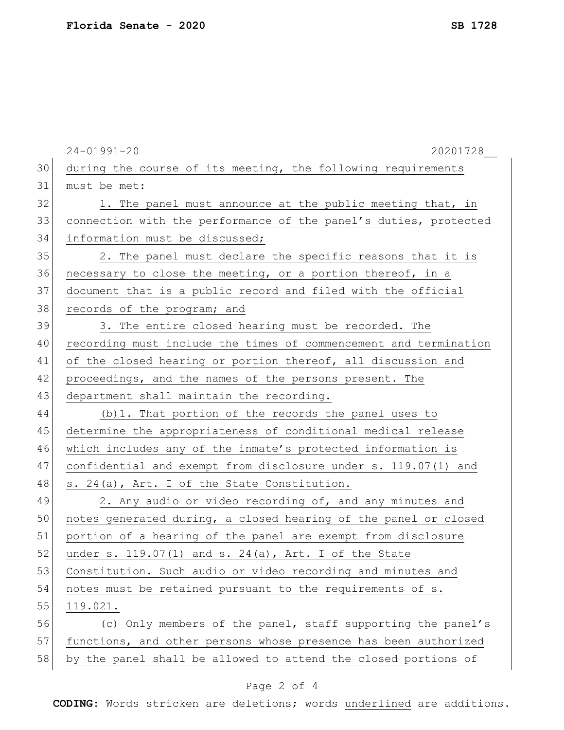during the course of its meeting, the following requirements must be met:

1. The panel must announce at the public meeting that, in connection with the performance of the panel's duties, protected information must be discussed;

2. The panel must declare the specific reasons that it is necessary to close the meeting, or a portion thereof, in a document that is a public record and filed with the official records of the program; and

3. The entire closed hearing must be recorded. The recording must include the times of commencement and termination of the closed hearing or portion thereof, all discussion and proceedings, and the names of the persons present. The department shall maintain the recording.

(b)1. That portion of the records the panel uses to determine the appropriateness of conditional medical release which includes any of the inmate's protected information is confidential and exempt from disclosure under s. 119.07(1) and s. 24(a), Art. I of the State Constitution.

2. Any audio or video recording of, and any minutes and notes generated during, a closed hearing of the panel or closed portion of a hearing of the panel are exempt from disclosure under s. 119.07(1) and s. 24(a), Art. I of the State Constitution. Such audio or video recording and minutes and notes must be retained pursuant to the requirements of s. 119.021.

(c) Only members of the panel, staff supporting the panel's functions, and other persons whose presence has been authorized by the panel shall be allowed to attend the closed portions of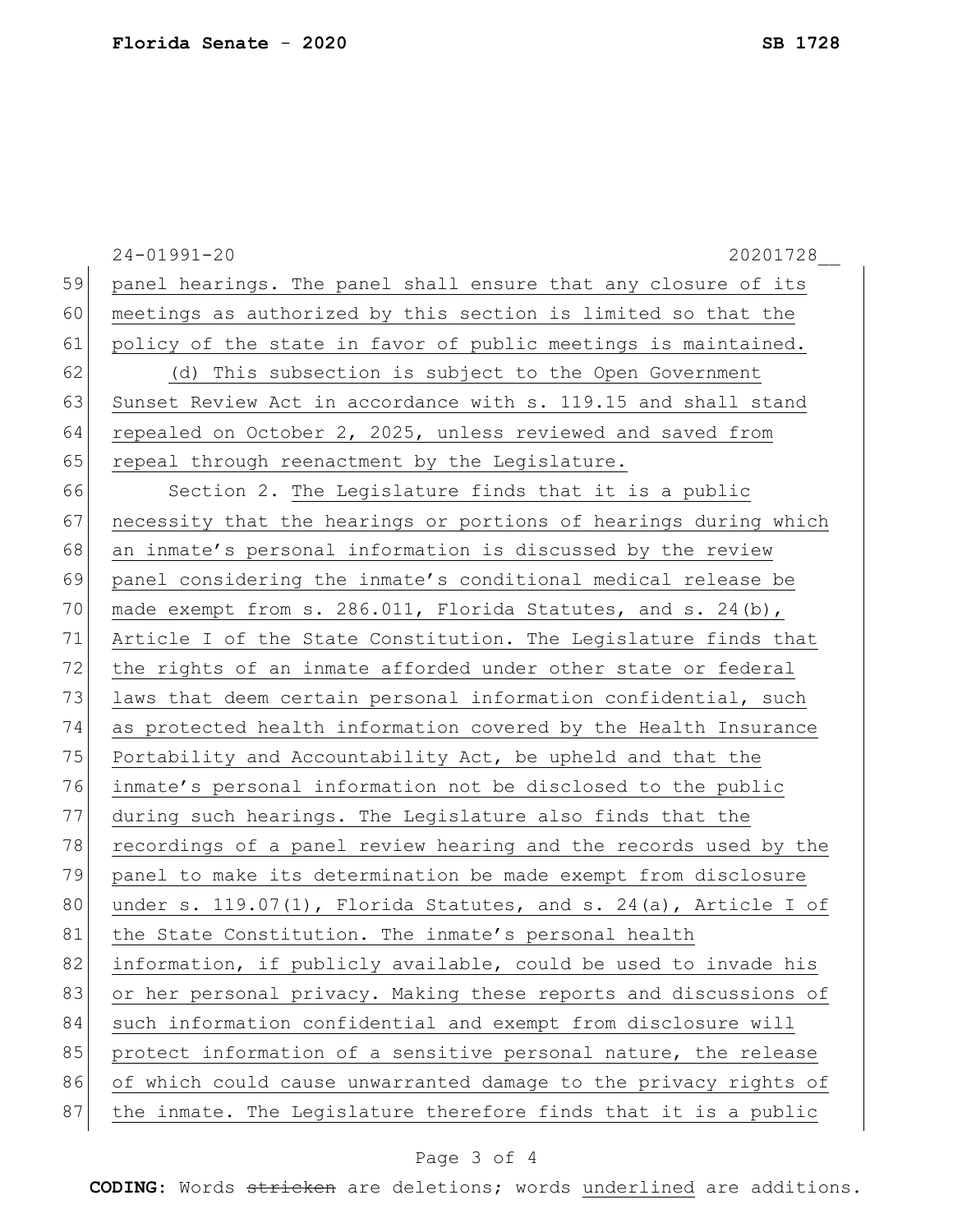panel hearings. The panel shall ensure that any closure of its meetings as authorized by this section is limited so that the policy of the state in favor of public meetings is maintained.

(d) This subsection is subject to the Open Government Sunset Review Act in accordance with s. 119.15 and shall stand repealed on October 2, 2025, unless reviewed and saved from repeal through reenactment by the Legislature.

Section 2. The Legislature finds that it is a public necessity that the hearings or portions of hearings during which an inmate's personal information is discussed by the review panel considering the inmate's conditional medical release be made exempt from s. 286.011, Florida Statutes, and s. 24(b), Article I of the State Constitution. The Legislature finds that the rights of an inmate afforded under other state or federal laws that deem certain personal information confidential, such as protected health information covered by the Health Insurance Portability and Accountability Act, be upheld and that the inmate's personal information not be disclosed to the public during such hearings. The Legislature also finds that the recordings of a panel review hearing and the records used by the panel to make its determination be made exempt from disclosure under s. 119.07(1), Florida Statutes, and s. 24(a), Article I of the State Constitution. The inmate's personal health information, if publicly available, could be used to invade his or her personal privacy. Making these reports and discussions of such information confidential and exempt from disclosure will protect information of a sensitive personal nature, the release of which could cause unwarranted damage to the privacy rights of the inmate. The Legislature therefore finds that it is a public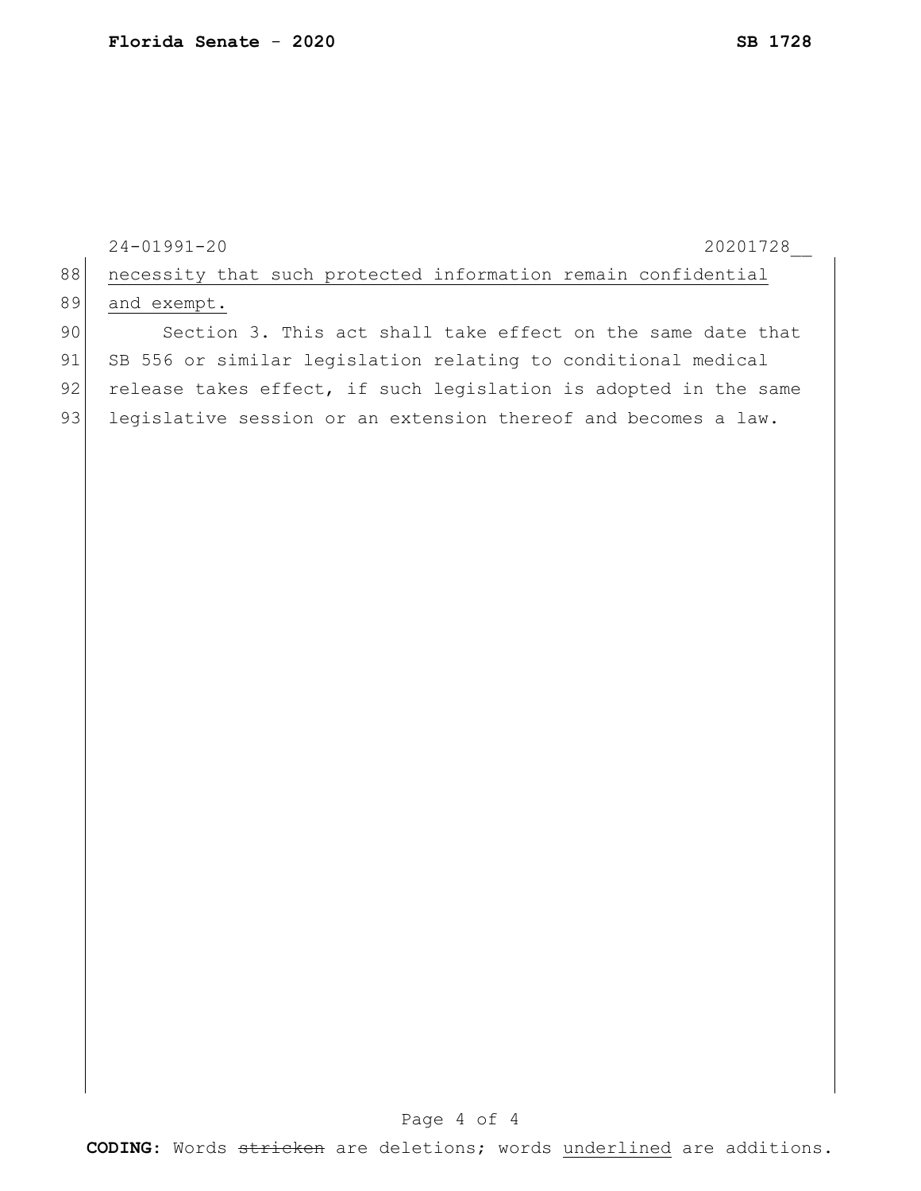necessity that such protected information remain confidential and exempt.

Section 3. This act shall take effect on the same date that SB 556 or similar legislation relating to conditional medical release takes effect, if such legislation is adopted in the same legislative session or an extension thereof and becomes a law.